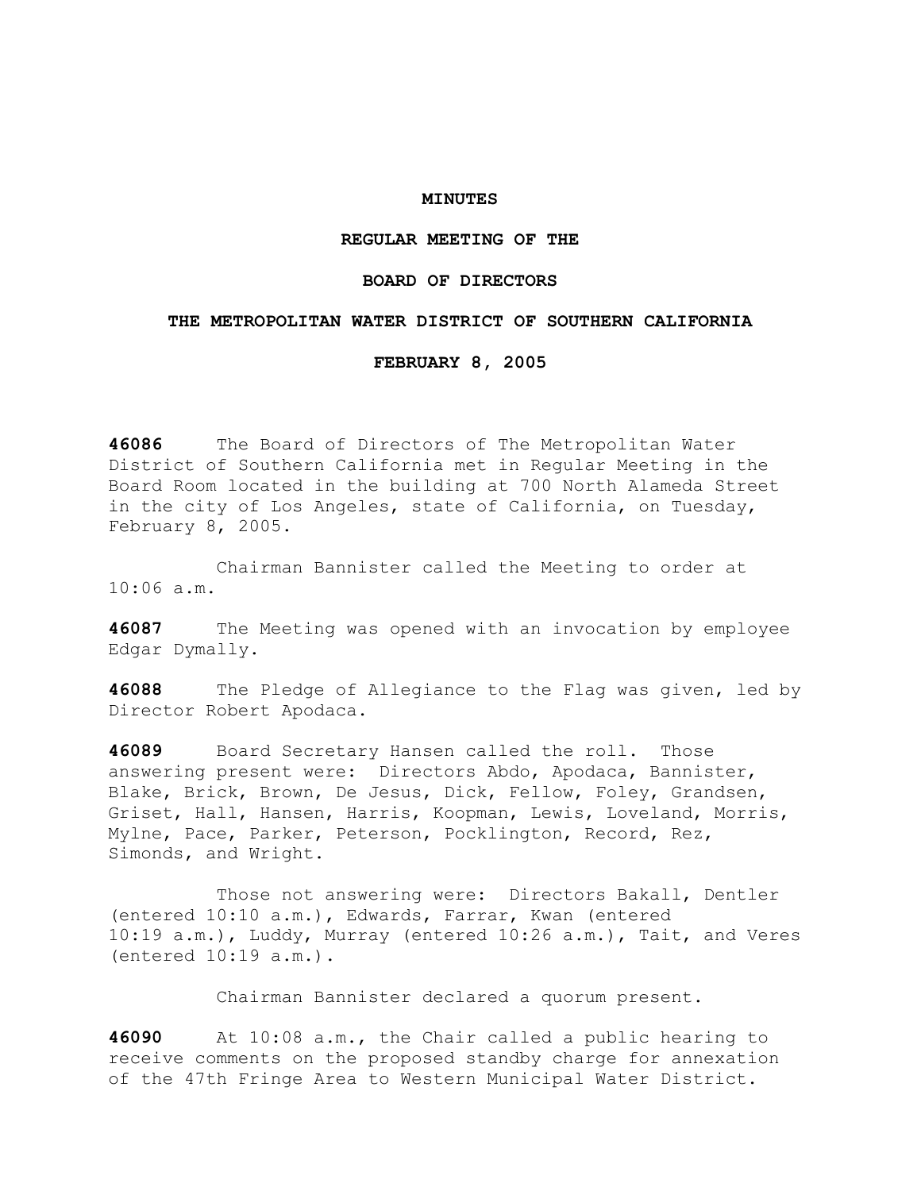**MINUTES**

**REGULAR MEETING OF THE**

**BOARD OF DIRECTORS**

**THE METROPOLITAN WATER DISTRICT OF SOUTHERN CALIFORNIA**

**FEBRUARY 8, 2005**

**46086** The Board of Directors of The Metropolitan Water District of Southern California met in Regular Meeting in the Board Room located in the building at 700 North Alameda Street in the city of Los Angeles, state of California, on Tuesday, February 8, 2005.

Chairman Bannister called the Meeting to order at 10:06 a.m.

**46087** The Meeting was opened with an invocation by employee Edgar Dymally.

**46088** The Pledge of Allegiance to the Flag was given, led by Director Robert Apodaca.

**46089** Board Secretary Hansen called the roll. Those answering present were: Directors Abdo, Apodaca, Bannister, Blake, Brick, Brown, De Jesus, Dick, Fellow, Foley, Grandsen, Griset, Hall, Hansen, Harris, Koopman, Lewis, Loveland, Morris, Mylne, Pace, Parker, Peterson, Pocklington, Record, Rez, Simonds, and Wright.

Those not answering were: Directors Bakall, Dentler (entered 10:10 a.m.), Edwards, Farrar, Kwan (entered 10:19 a.m.), Luddy, Murray (entered 10:26 a.m.), Tait, and Veres (entered 10:19 a.m.).

Chairman Bannister declared a quorum present.

**46090** At 10:08 a.m., the Chair called a public hearing to receive comments on the proposed standby charge for annexation of the 47th Fringe Area to Western Municipal Water District.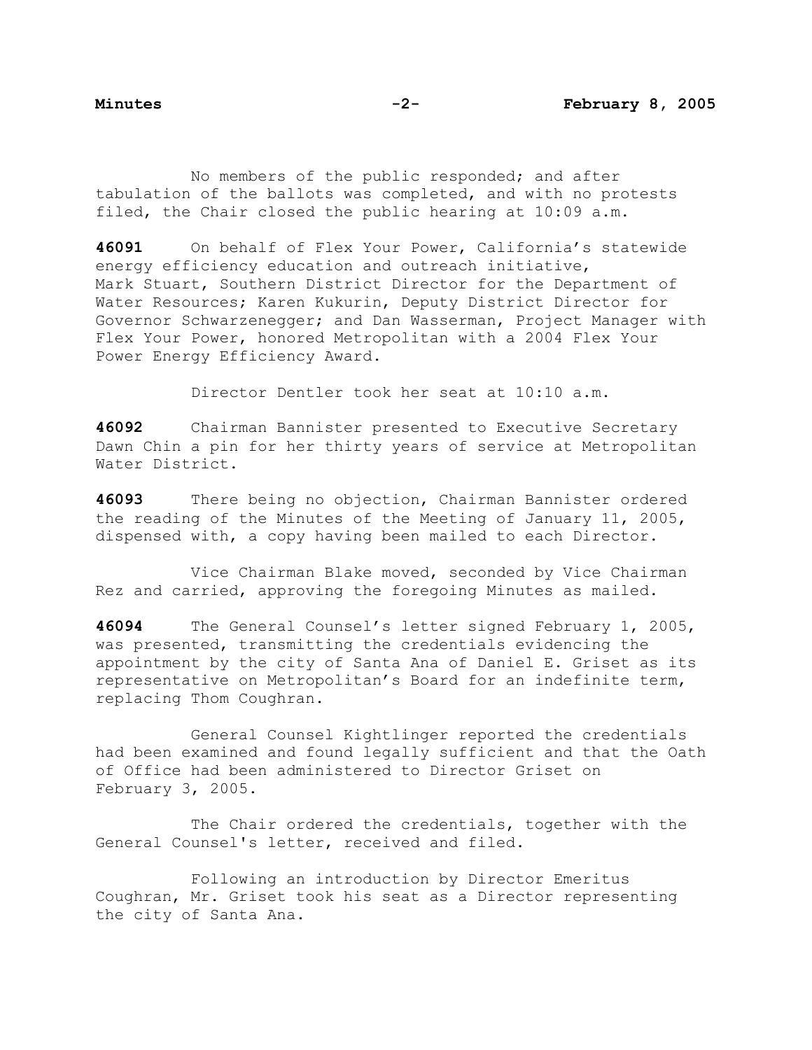No members of the public responded; and after tabulation of the ballots was completed, and with no protests filed, the Chair closed the public hearing at 10:09 a.m.

**46091** On behalf of Flex Your Power, California's statewide energy efficiency education and outreach initiative, Mark Stuart, Southern District Director for the Department of Water Resources; Karen Kukurin, Deputy District Director for Governor Schwarzenegger; and Dan Wasserman, Project Manager with Flex Your Power, honored Metropolitan with a 2004 Flex Your Power Energy Efficiency Award.

Director Dentler took her seat at 10:10 a.m.

**46092** Chairman Bannister presented to Executive Secretary Dawn Chin a pin for her thirty years of service at Metropolitan Water District.

**46093** There being no objection, Chairman Bannister ordered the reading of the Minutes of the Meeting of January 11, 2005, dispensed with, a copy having been mailed to each Director.

Vice Chairman Blake moved, seconded by Vice Chairman Rez and carried, approving the foregoing Minutes as mailed.

**46094** The General Counsel's letter signed February 1, 2005, was presented, transmitting the credentials evidencing the appointment by the city of Santa Ana of Daniel E. Griset as its representative on Metropolitan's Board for an indefinite term, replacing Thom Coughran.

General Counsel Kightlinger reported the credentials had been examined and found legally sufficient and that the Oath of Office had been administered to Director Griset on February 3, 2005.

The Chair ordered the credentials, together with the General Counsel's letter, received and filed.

Following an introduction by Director Emeritus Coughran, Mr. Griset took his seat as a Director representing the city of Santa Ana.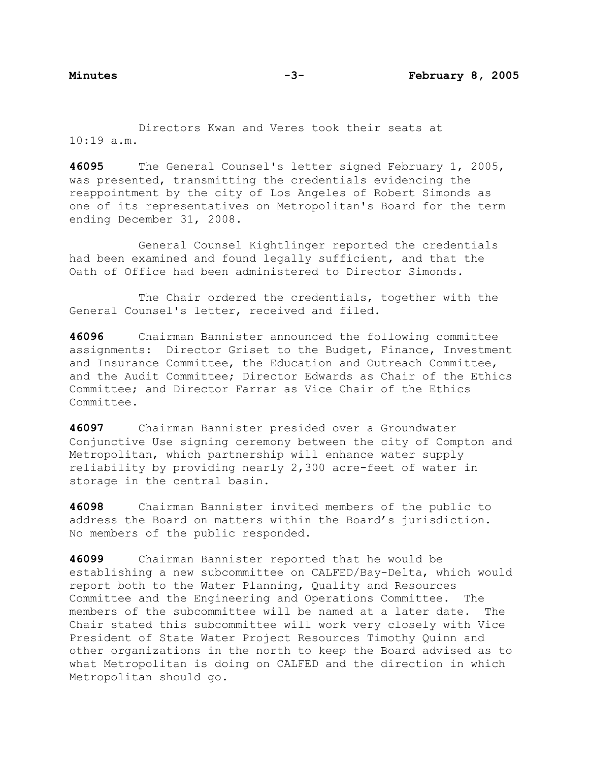Directors Kwan and Veres took their seats at 10:19 a.m.

**46095** The General Counsel's letter signed February 1, 2005, was presented, transmitting the credentials evidencing the reappointment by the city of Los Angeles of Robert Simonds as one of its representatives on Metropolitan's Board for the term ending December 31, 2008.

General Counsel Kightlinger reported the credentials had been examined and found legally sufficient, and that the Oath of Office had been administered to Director Simonds.

The Chair ordered the credentials, together with the General Counsel's letter, received and filed.

**46096** Chairman Bannister announced the following committee assignments: Director Griset to the Budget, Finance, Investment and Insurance Committee, the Education and Outreach Committee, and the Audit Committee; Director Edwards as Chair of the Ethics Committee; and Director Farrar as Vice Chair of the Ethics Committee.

**46097** Chairman Bannister presided over a Groundwater Conjunctive Use signing ceremony between the city of Compton and Metropolitan, which partnership will enhance water supply reliability by providing nearly 2,300 acre-feet of water in storage in the central basin.

**46098** Chairman Bannister invited members of the public to address the Board on matters within the Board's jurisdiction. No members of the public responded.

**46099** Chairman Bannister reported that he would be establishing a new subcommittee on CALFED/Bay-Delta, which would report both to the Water Planning, Quality and Resources Committee and the Engineering and Operations Committee. The members of the subcommittee will be named at a later date. The Chair stated this subcommittee will work very closely with Vice President of State Water Project Resources Timothy Quinn and other organizations in the north to keep the Board advised as to what Metropolitan is doing on CALFED and the direction in which Metropolitan should go.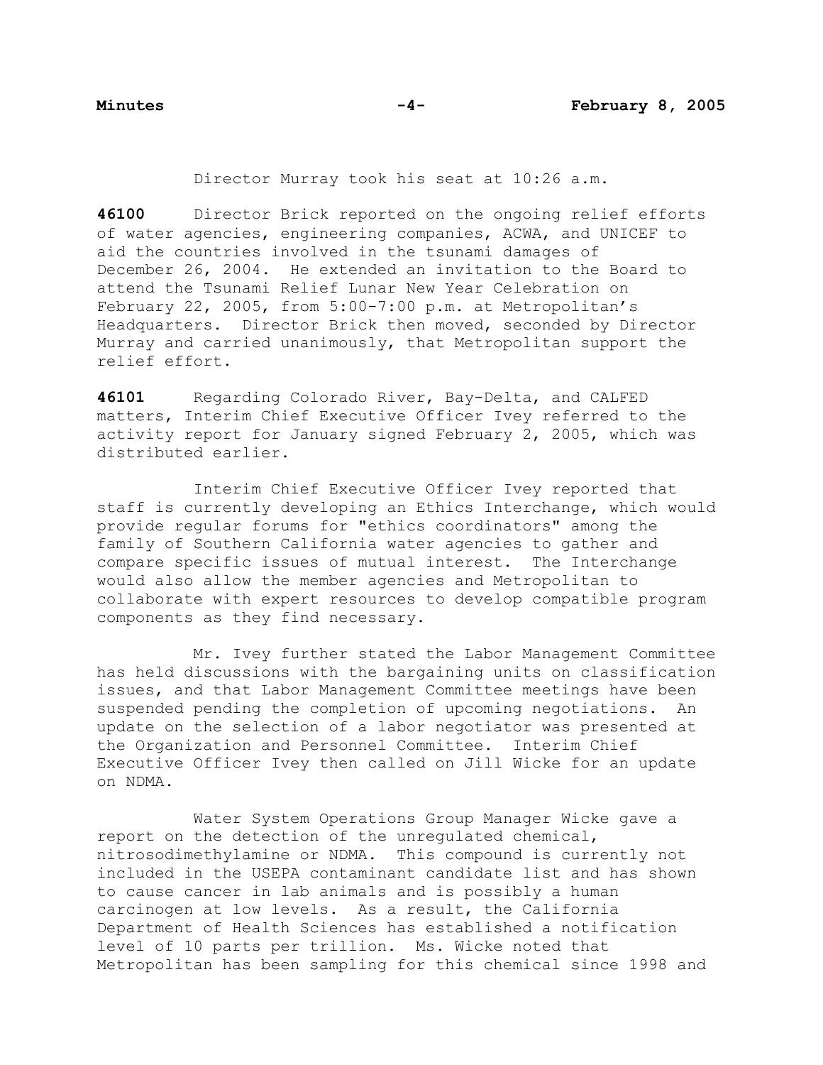Director Murray took his seat at 10:26 a.m.

**46100** Director Brick reported on the ongoing relief efforts of water agencies, engineering companies, ACWA, and UNICEF to aid the countries involved in the tsunami damages of December 26, 2004. He extended an invitation to the Board to attend the Tsunami Relief Lunar New Year Celebration on February 22, 2005, from 5:00-7:00 p.m. at Metropolitan's Headquarters. Director Brick then moved, seconded by Director Murray and carried unanimously, that Metropolitan support the relief effort.

**46101** Regarding Colorado River, Bay-Delta, and CALFED matters, Interim Chief Executive Officer Ivey referred to the activity report for January signed February 2, 2005, which was distributed earlier.

Interim Chief Executive Officer Ivey reported that staff is currently developing an Ethics Interchange, which would provide regular forums for "ethics coordinators" among the family of Southern California water agencies to gather and compare specific issues of mutual interest. The Interchange would also allow the member agencies and Metropolitan to collaborate with expert resources to develop compatible program components as they find necessary.

Mr. Ivey further stated the Labor Management Committee has held discussions with the bargaining units on classification issues, and that Labor Management Committee meetings have been suspended pending the completion of upcoming negotiations. An update on the selection of a labor negotiator was presented at the Organization and Personnel Committee. Interim Chief Executive Officer Ivey then called on Jill Wicke for an update on NDMA.

Water System Operations Group Manager Wicke gave a report on the detection of the unregulated chemical, nitrosodimethylamine or NDMA. This compound is currently not included in the USEPA contaminant candidate list and has shown to cause cancer in lab animals and is possibly a human carcinogen at low levels. As a result, the California Department of Health Sciences has established a notification level of 10 parts per trillion. Ms. Wicke noted that Metropolitan has been sampling for this chemical since 1998 and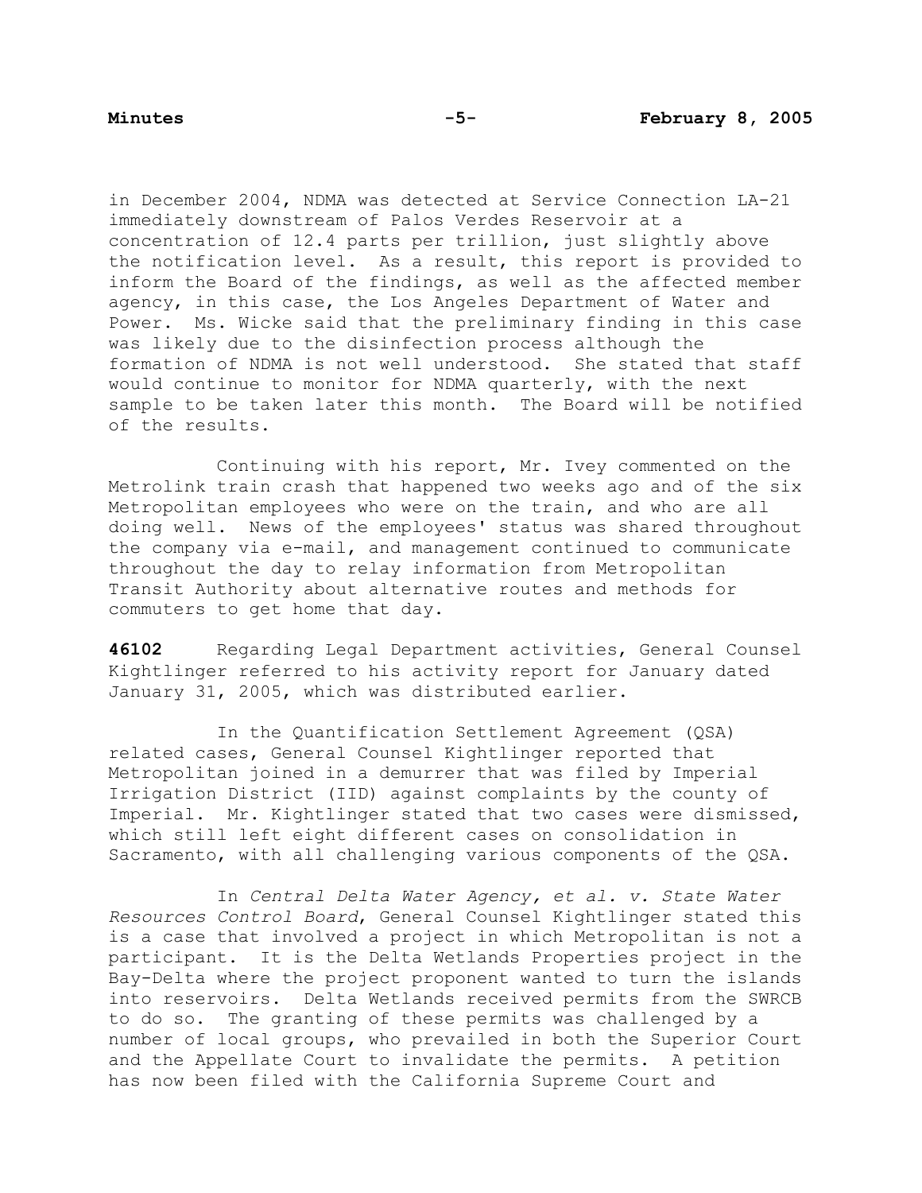in December 2004, NDMA was detected at Service Connection LA-21 immediately downstream of Palos Verdes Reservoir at a concentration of 12.4 parts per trillion, just slightly above the notification level. As a result, this report is provided to inform the Board of the findings, as well as the affected member agency, in this case, the Los Angeles Department of Water and Power. Ms. Wicke said that the preliminary finding in this case was likely due to the disinfection process although the formation of NDMA is not well understood. She stated that staff would continue to monitor for NDMA quarterly, with the next sample to be taken later this month. The Board will be notified of the results.

Continuing with his report, Mr. Ivey commented on the Metrolink train crash that happened two weeks ago and of the six Metropolitan employees who were on the train, and who are all doing well. News of the employees' status was shared throughout the company via e-mail, and management continued to communicate throughout the day to relay information from Metropolitan Transit Authority about alternative routes and methods for commuters to get home that day.

**46102** Regarding Legal Department activities, General Counsel Kightlinger referred to his activity report for January dated January 31, 2005, which was distributed earlier.

In the Quantification Settlement Agreement (QSA) related cases, General Counsel Kightlinger reported that Metropolitan joined in a demurrer that was filed by Imperial Irrigation District (IID) against complaints by the county of Imperial. Mr. Kightlinger stated that two cases were dismissed, which still left eight different cases on consolidation in Sacramento, with all challenging various components of the QSA.

In *Central Delta Water Agency, et al. v. State Water Resources Control Board*, General Counsel Kightlinger stated this is a case that involved a project in which Metropolitan is not a participant. It is the Delta Wetlands Properties project in the Bay-Delta where the project proponent wanted to turn the islands into reservoirs. Delta Wetlands received permits from the SWRCB to do so. The granting of these permits was challenged by a number of local groups, who prevailed in both the Superior Court and the Appellate Court to invalidate the permits. A petition has now been filed with the California Supreme Court and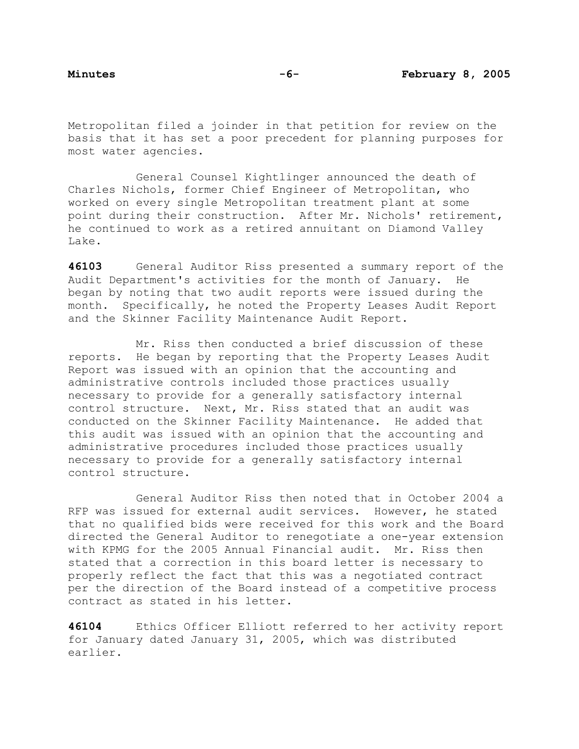Metropolitan filed a joinder in that petition for review on the basis that it has set a poor precedent for planning purposes for most water agencies.

General Counsel Kightlinger announced the death of Charles Nichols, former Chief Engineer of Metropolitan, who worked on every single Metropolitan treatment plant at some point during their construction. After Mr. Nichols' retirement, he continued to work as a retired annuitant on Diamond Valley Lake.

**46103** General Auditor Riss presented a summary report of the Audit Department's activities for the month of January. He began by noting that two audit reports were issued during the month. Specifically, he noted the Property Leases Audit Report and the Skinner Facility Maintenance Audit Report.

Mr. Riss then conducted a brief discussion of these reports. He began by reporting that the Property Leases Audit Report was issued with an opinion that the accounting and administrative controls included those practices usually necessary to provide for a generally satisfactory internal control structure. Next, Mr. Riss stated that an audit was conducted on the Skinner Facility Maintenance. He added that this audit was issued with an opinion that the accounting and administrative procedures included those practices usually necessary to provide for a generally satisfactory internal control structure.

General Auditor Riss then noted that in October 2004 a RFP was issued for external audit services. However, he stated that no qualified bids were received for this work and the Board directed the General Auditor to renegotiate a one-year extension with KPMG for the 2005 Annual Financial audit. Mr. Riss then stated that a correction in this board letter is necessary to properly reflect the fact that this was a negotiated contract per the direction of the Board instead of a competitive process contract as stated in his letter.

**46104** Ethics Officer Elliott referred to her activity report for January dated January 31, 2005, which was distributed earlier.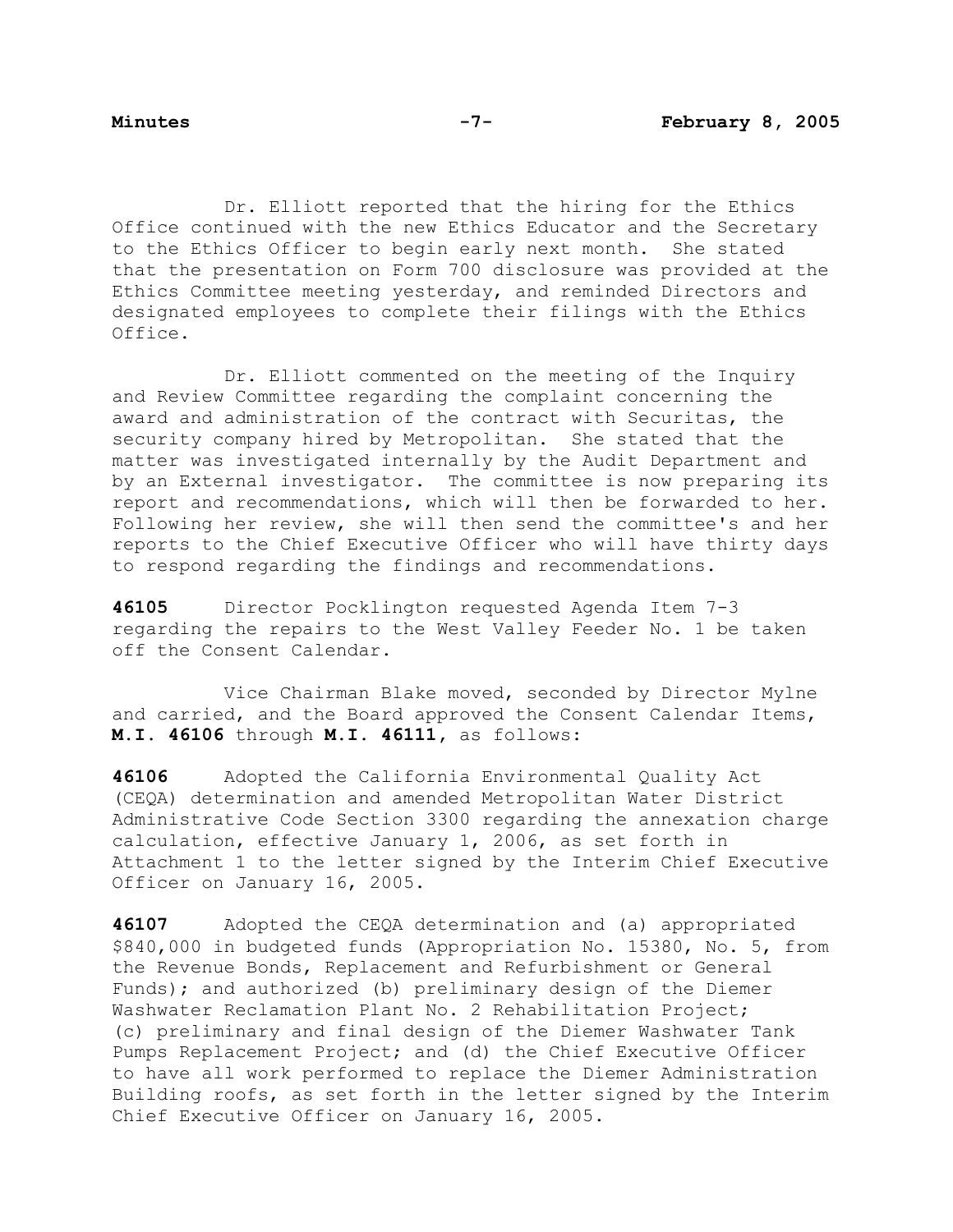Dr. Elliott reported that the hiring for the Ethics Office continued with the new Ethics Educator and the Secretary to the Ethics Officer to begin early next month. She stated that the presentation on Form 700 disclosure was provided at the Ethics Committee meeting yesterday, and reminded Directors and designated employees to complete their filings with the Ethics Office.

Dr. Elliott commented on the meeting of the Inquiry and Review Committee regarding the complaint concerning the award and administration of the contract with Securitas, the security company hired by Metropolitan. She stated that the matter was investigated internally by the Audit Department and by an External investigator. The committee is now preparing its report and recommendations, which will then be forwarded to her. Following her review, she will then send the committee's and her reports to the Chief Executive Officer who will have thirty days to respond regarding the findings and recommendations.

**46105** Director Pocklington requested Agenda Item 7-3 regarding the repairs to the West Valley Feeder No. 1 be taken off the Consent Calendar.

Vice Chairman Blake moved, seconded by Director Mylne and carried, and the Board approved the Consent Calendar Items, **M.I. 46106** through **M.I. 46111**, as follows:

**46106** Adopted the California Environmental Quality Act (CEQA) determination and amended Metropolitan Water District Administrative Code Section 3300 regarding the annexation charge calculation, effective January 1, 2006, as set forth in Attachment 1 to the letter signed by the Interim Chief Executive Officer on January 16, 2005.

**46107** Adopted the CEQA determination and (a) appropriated $840,000 in budgeted funds (Appropriation No. 15380, No. 5, from the Revenue Bonds, Replacement and Refurbishment or General Funds); and authorized (b) preliminary design of the Diemer Washwater Reclamation Plant No. 2 Rehabilitation Project; (c) preliminary and final design of the Diemer Washwater Tank Pumps Replacement Project; and (d) the Chief Executive Officer to have all work performed to replace the Diemer Administration Building roofs, as set forth in the letter signed by the Interim Chief Executive Officer on January 16, 2005.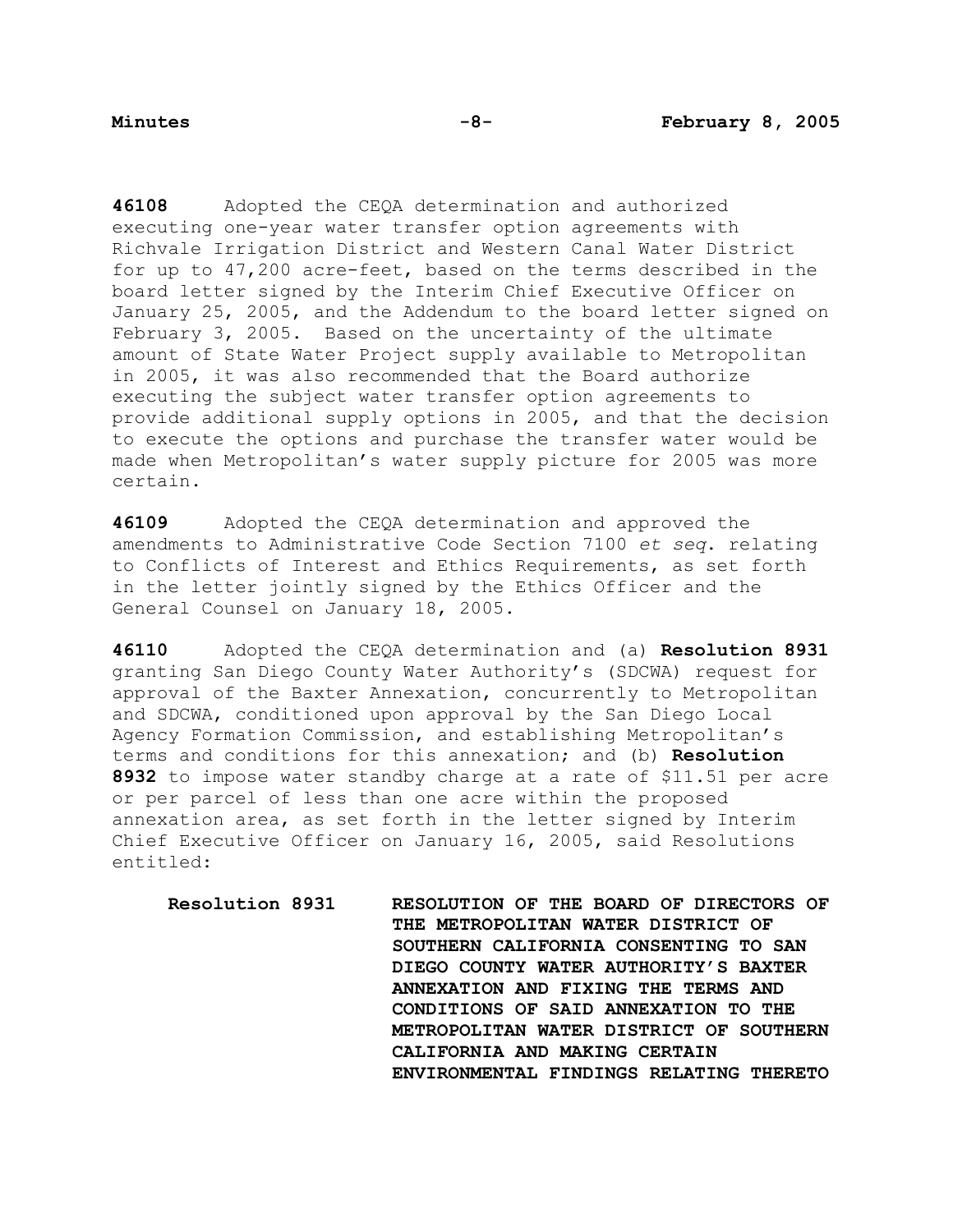**46108** Adopted the CEQA determination and authorized executing one-year water transfer option agreements with Richvale Irrigation District and Western Canal Water District for up to 47,200 acre-feet, based on the terms described in the board letter signed by the Interim Chief Executive Officer on January 25, 2005, and the Addendum to the board letter signed on February 3, 2005. Based on the uncertainty of the ultimate amount of State Water Project supply available to Metropolitan in 2005, it was also recommended that the Board authorize executing the subject water transfer option agreements to provide additional supply options in 2005, and that the decision to execute the options and purchase the transfer water would be made when Metropolitan's water supply picture for 2005 was more certain.

**46109** Adopted the CEQA determination and approved the amendments to Administrative Code Section 7100 *et seq*. relating to Conflicts of Interest and Ethics Requirements, as set forth in the letter jointly signed by the Ethics Officer and the General Counsel on January 18, 2005.

**46110** Adopted the CEQA determination and (a) **Resolution 8931** granting San Diego County Water Authority's (SDCWA) request for approval of the Baxter Annexation, concurrently to Metropolitan and SDCWA, conditioned upon approval by the San Diego Local Agency Formation Commission, and establishing Metropolitan's terms and conditions for this annexation; and (b) **Resolution 8932** to impose water standby charge at a rate of $11.51 per acre or per parcel of less than one acre within the proposed annexation area, as set forth in the letter signed by Interim Chief Executive Officer on January 16, 2005, said Resolutions entitled:

**Resolution 8931** **RESOLUTION OF THE BOARD OF DIRECTORS OF THE METROPOLITAN WATER DISTRICT OF SOUTHERN CALIFORNIA CONSENTING TO SAN DIEGO COUNTY WATER AUTHORITY'S BAXTER ANNEXATION AND FIXING THE TERMS AND CONDITIONS OF SAID ANNEXATION TO THE METROPOLITAN WATER DISTRICT OF SOUTHERN CALIFORNIA AND MAKING CERTAIN ENVIRONMENTAL FINDINGS RELATING THERETO**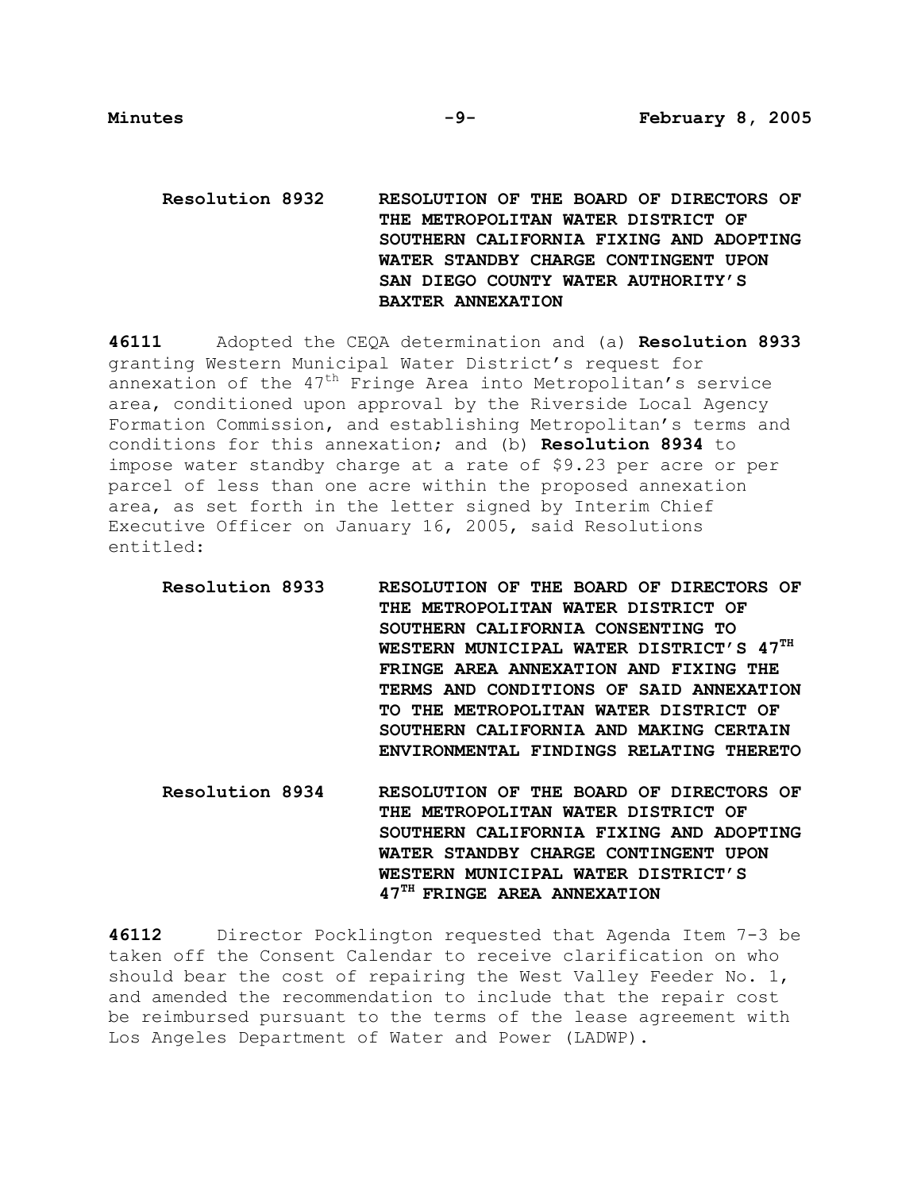**Resolution 8932** **RESOLUTION OF THE BOARD OF DIRECTORS OF THE METROPOLITAN WATER DISTRICT OF SOUTHERN CALIFORNIA FIXING AND ADOPTING WATER STANDBY CHARGE CONTINGENT UPON SAN DIEGO COUNTY WATER AUTHORITY'S BAXTER ANNEXATION**

**46111** Adopted the CEQA determination and (a) **Resolution 8933** granting Western Municipal Water District's request for annexation of the 47th Fringe Area into Metropolitan's service area, conditioned upon approval by the Riverside Local Agency Formation Commission, and establishing Metropolitan's terms and conditions for this annexation; and (b) **Resolution 8934** to impose water standby charge at a rate of $9.23 per acre or per parcel of less than one acre within the proposed annexation area, as set forth in the letter signed by Interim Chief Executive Officer on January 16, 2005, said Resolutions entitled:

**Resolution 8933** **RESOLUTION OF THE BOARD OF DIRECTORS OF THE METROPOLITAN WATER DISTRICT OF SOUTHERN CALIFORNIA CONSENTING TO WESTERN MUNICIPAL WATER DISTRICT'S 47TH FRINGE AREA ANNEXATION AND FIXING THE TERMS AND CONDITIONS OF SAID ANNEXATION TO THE METROPOLITAN WATER DISTRICT OF SOUTHERN CALIFORNIA AND MAKING CERTAIN ENVIRONMENTAL FINDINGS RELATING THERETO**

**Resolution 8934** **RESOLUTION OF THE BOARD OF DIRECTORS OF THE METROPOLITAN WATER DISTRICT OF SOUTHERN CALIFORNIA FIXING AND ADOPTING WATER STANDBY CHARGE CONTINGENT UPON WESTERN MUNICIPAL WATER DISTRICT'S 47TH FRINGE AREA ANNEXATION**

**46112** Director Pocklington requested that Agenda Item 7-3 be taken off the Consent Calendar to receive clarification on who should bear the cost of repairing the West Valley Feeder No. 1, and amended the recommendation to include that the repair cost be reimbursed pursuant to the terms of the lease agreement with Los Angeles Department of Water and Power (LADWP).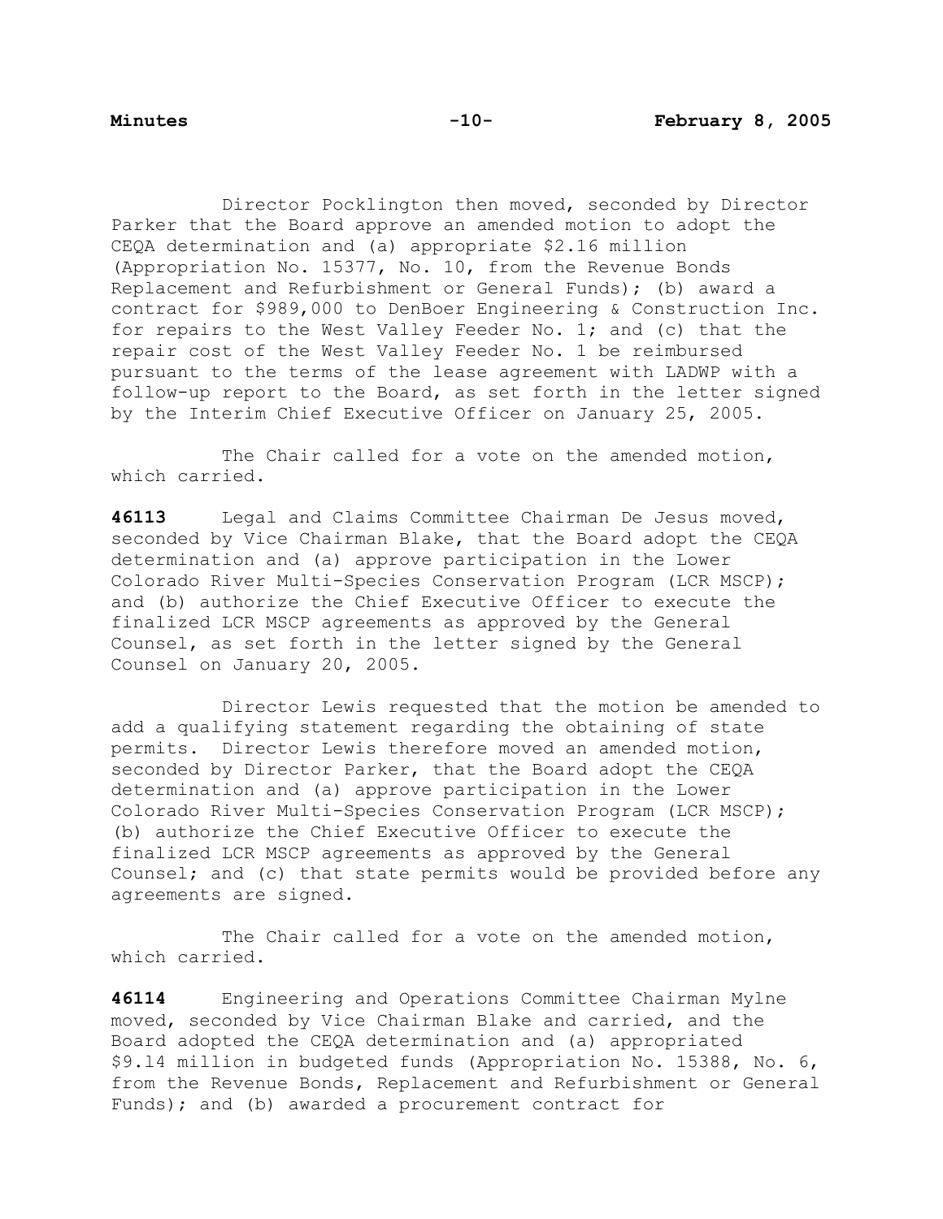Director Pocklington then moved, seconded by Director Parker that the Board approve an amended motion to adopt the CEQA determination and (a) appropriate $2.16 million (Appropriation No. 15377, No. 10, from the Revenue Bonds Replacement and Refurbishment or General Funds); (b) award a contract for $989,000 to DenBoer Engineering & Construction Inc. for repairs to the West Valley Feeder No. 1; and (c) that the repair cost of the West Valley Feeder No. 1 be reimbursed pursuant to the terms of the lease agreement with LADWP with a follow-up report to the Board, as set forth in the letter signed by the Interim Chief Executive Officer on January 25, 2005.

The Chair called for a vote on the amended motion, which carried.

**46113** Legal and Claims Committee Chairman De Jesus moved, seconded by Vice Chairman Blake, that the Board adopt the CEQA determination and (a) approve participation in the Lower Colorado River Multi-Species Conservation Program (LCR MSCP); and (b) authorize the Chief Executive Officer to execute the finalized LCR MSCP agreements as approved by the General Counsel, as set forth in the letter signed by the General Counsel on January 20, 2005.

Director Lewis requested that the motion be amended to add a qualifying statement regarding the obtaining of state permits. Director Lewis therefore moved an amended motion, seconded by Director Parker, that the Board adopt the CEQA determination and (a) approve participation in the Lower Colorado River Multi-Species Conservation Program (LCR MSCP); (b) authorize the Chief Executive Officer to execute the finalized LCR MSCP agreements as approved by the General Counsel; and (c) that state permits would be provided before any agreements are signed.

The Chair called for a vote on the amended motion, which carried.

**46114** Engineering and Operations Committee Chairman Mylne moved, seconded by Vice Chairman Blake and carried, and the Board adopted the CEQA determination and (a) appropriated $9.14 million in budgeted funds (Appropriation No. 15388, No. 6, from the Revenue Bonds, Replacement and Refurbishment or General Funds); and (b) awarded a procurement contract for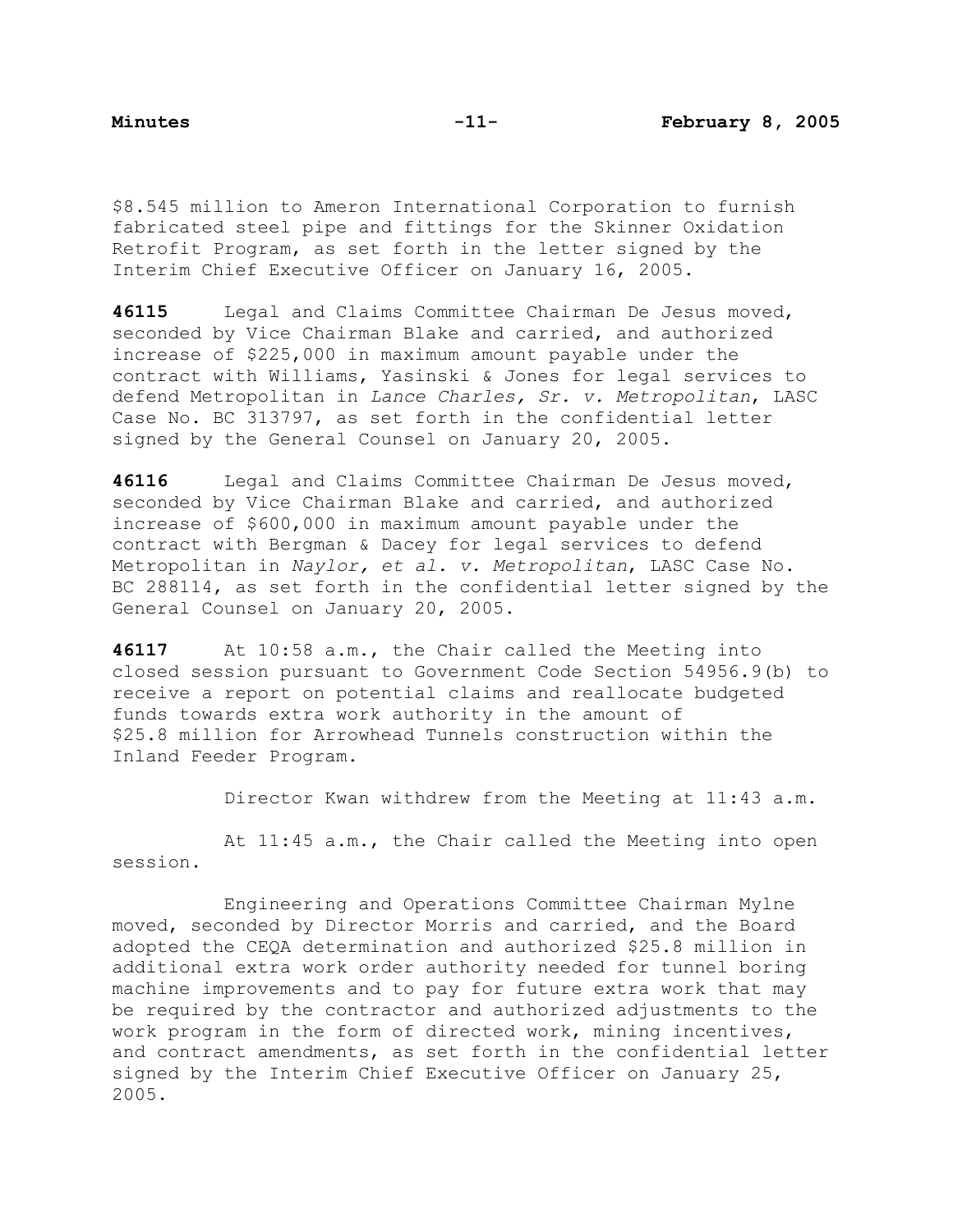$8.545 million to Ameron International Corporation to furnish fabricated steel pipe and fittings for the Skinner Oxidation Retrofit Program, as set forth in the letter signed by the Interim Chief Executive Officer on January 16, 2005.

**46115** Legal and Claims Committee Chairman De Jesus moved, seconded by Vice Chairman Blake and carried, and authorized increase of $225,000 in maximum amount payable under the contract with Williams, Yasinski & Jones for legal services to defend Metropolitan in *Lance Charles, Sr. v. Metropolitan*, LASC Case No. BC 313797, as set forth in the confidential letter signed by the General Counsel on January 20, 2005.

**46116** Legal and Claims Committee Chairman De Jesus moved, seconded by Vice Chairman Blake and carried, and authorized increase of $600,000 in maximum amount payable under the contract with Bergman & Dacey for legal services to defend Metropolitan in *Naylor, et al. v. Metropolitan*, LASC Case No. BC 288114, as set forth in the confidential letter signed by the General Counsel on January 20, 2005.

**46117** At 10:58 a.m., the Chair called the Meeting into closed session pursuant to Government Code Section 54956.9(b) to receive a report on potential claims and reallocate budgeted funds towards extra work authority in the amount of $25.8 million for Arrowhead Tunnels construction within the Inland Feeder Program.

Director Kwan withdrew from the Meeting at 11:43 a.m.

At 11:45 a.m., the Chair called the Meeting into open session.

Engineering and Operations Committee Chairman Mylne moved, seconded by Director Morris and carried, and the Board adopted the CEQA determination and authorized $25.8 million in additional extra work order authority needed for tunnel boring machine improvements and to pay for future extra work that may be required by the contractor and authorized adjustments to the work program in the form of directed work, mining incentives, and contract amendments, as set forth in the confidential letter signed by the Interim Chief Executive Officer on January 25, 2005.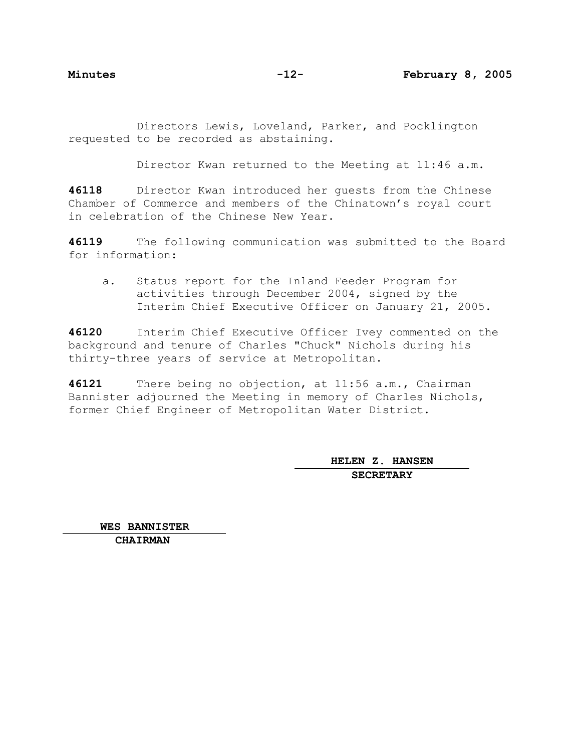Directors Lewis, Loveland, Parker, and Pocklington requested to be recorded as abstaining.

Director Kwan returned to the Meeting at 11:46 a.m.

**46118** Director Kwan introduced her guests from the Chinese Chamber of Commerce and members of the Chinatown's royal court in celebration of the Chinese New Year.

**46119** The following communication was submitted to the Board for information:

a. Status report for the Inland Feeder Program for activities through December 2004, signed by the Interim Chief Executive Officer on January 21, 2005.

**46120** Interim Chief Executive Officer Ivey commented on the background and tenure of Charles "Chuck" Nichols during his thirty-three years of service at Metropolitan.

**46121** There being no objection, at 11:56 a.m., Chairman Bannister adjourned the Meeting in memory of Charles Nichols, former Chief Engineer of Metropolitan Water District.

**HELEN Z. HANSEN**
**SECRETARY**

**WES BANNISTER**
**CHAIRMAN**